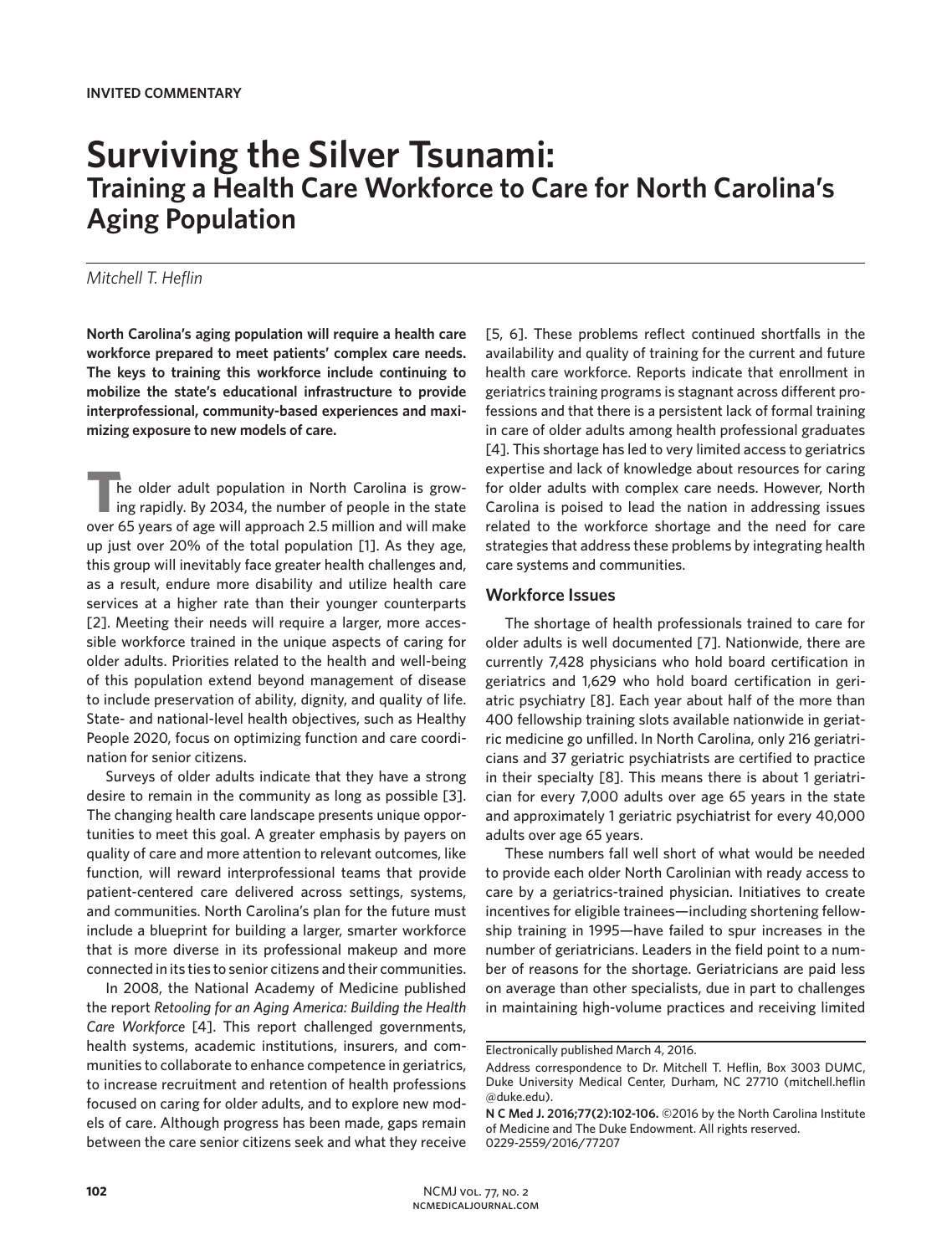**INVITED COMMENTARY**

# Surviving the Silver Tsunami:

## Training a Health Care Workforce to Care for North Carolina's Aging Population

*Mitchell T. Heflin*

**North Carolina's aging population will require a health care workforce prepared to meet patients' complex care needs. The keys to training this workforce include continuing to mobilize the state's educational infrastructure to provide interprofessional, community-based experiences and maximizing exposure to new models of care.**

The older adult population in North Carolina is growing rapidly. By 2034, the number of people in the state over 65 years of age will approach 2.5 million and will make up just over 20% of the total population [1]. As they age, this group will inevitably face greater health challenges and, as a result, endure more disability and utilize health care services at a higher rate than their younger counterparts [2]. Meeting their needs will require a larger, more accessible workforce trained in the unique aspects of caring for older adults. Priorities related to the health and well-being of this population extend beyond management of disease to include preservation of ability, dignity, and quality of life. State- and national-level health objectives, such as Healthy People 2020, focus on optimizing function and care coordination for senior citizens.

Surveys of older adults indicate that they have a strong desire to remain in the community as long as possible [3]. The changing health care landscape presents unique opportunities to meet this goal. A greater emphasis by payers on quality of care and more attention to relevant outcomes, like function, will reward interprofessional teams that provide patient-centered care delivered across settings, systems, and communities. North Carolina's plan for the future must include a blueprint for building a larger, smarter workforce that is more diverse in its professional makeup and more connected in its ties to senior citizens and their communities.

In 2008, the National Academy of Medicine published the report *Retooling for an Aging America: Building the Health Care Workforce* [4]. This report challenged governments, health systems, academic institutions, insurers, and communities to collaborate to enhance competence in geriatrics, to increase recruitment and retention of health professions focused on caring for older adults, and to explore new models of care. Although progress has been made, gaps remain between the care senior citizens seek and what they receive [5, 6]. These problems reflect continued shortfalls in the availability and quality of training for the current and future health care workforce. Reports indicate that enrollment in geriatrics training programs is stagnant across different professions and that there is a persistent lack of formal training in care of older adults among health professional graduates [4]. This shortage has led to very limited access to geriatrics expertise and lack of knowledge about resources for caring for older adults with complex care needs. However, North Carolina is poised to lead the nation in addressing issues related to the workforce shortage and the need for care strategies that address these problems by integrating health care systems and communities.

### Workforce Issues

The shortage of health professionals trained to care for older adults is well documented [7]. Nationwide, there are currently 7,428 physicians who hold board certification in geriatrics and 1,629 who hold board certification in geriatric psychiatry [8]. Each year about half of the more than 400 fellowship training slots available nationwide in geriatric medicine go unfilled. In North Carolina, only 216 geriatricians and 37 geriatric psychiatrists are certified to practice in their specialty [8]. This means there is about 1 geriatrician for every 7,000 adults over age 65 years in the state and approximately 1 geriatric psychiatrist for every 40,000 adults over age 65 years.

These numbers fall well short of what would be needed to provide each older North Carolinian with ready access to care by a geriatrics-trained physician. Initiatives to create incentives for eligible trainees—including shortening fellowship training in 1995—have failed to spur increases in the number of geriatricians. Leaders in the field point to a number of reasons for the shortage. Geriatricians are paid less on average than other specialists, due in part to challenges in maintaining high-volume practices and receiving limited

---

Electronically published March 4, 2016.

Address correspondence to Dr. Mitchell T. Heflin, Box 3003 DUMC, Duke University Medical Center, Durham, NC 27710 (mitchell.heflin@duke.edu).

**N C Med J. 2016;77(2):102-106.** ©2016 by the North Carolina Institute of Medicine and The Duke Endowment. All rights reserved. 0029-2559/2016/77207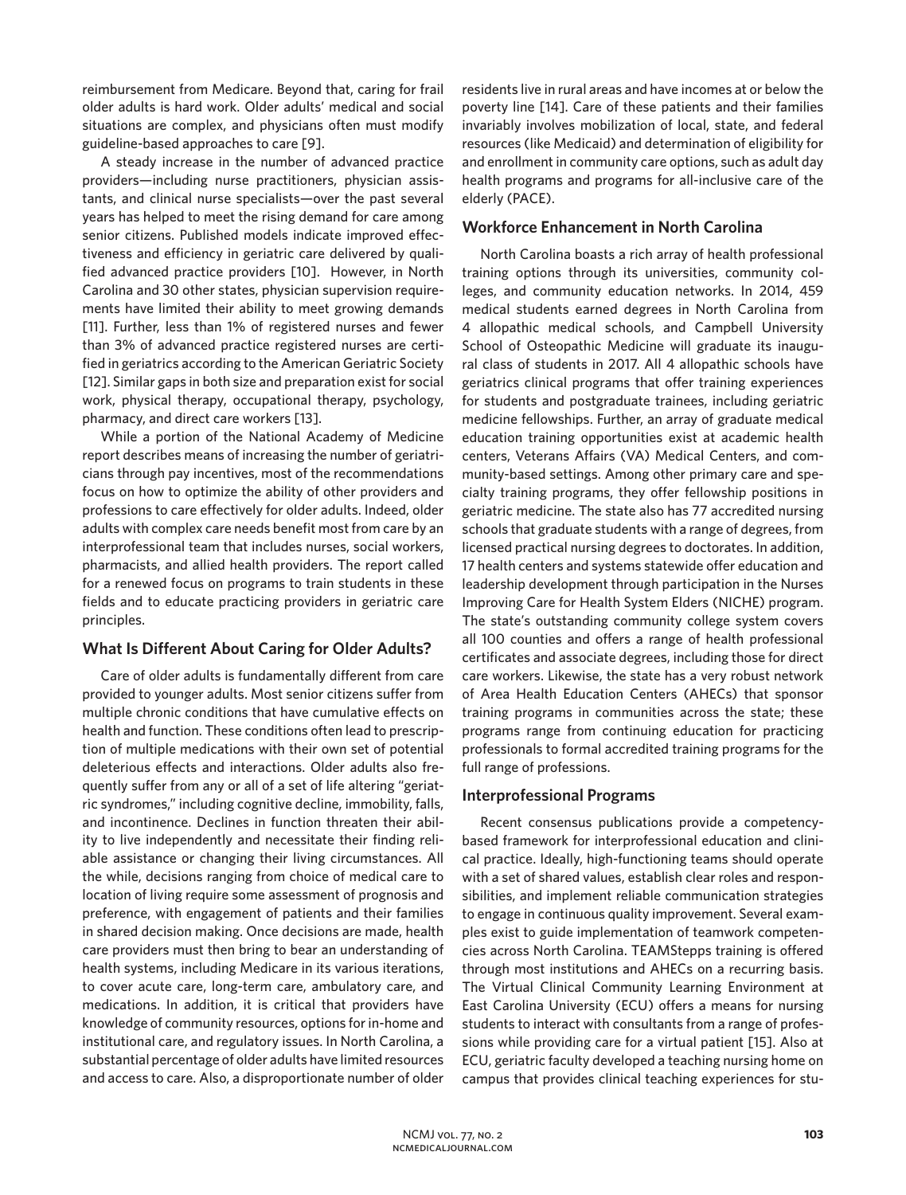reimbursement from Medicare. Beyond that, caring for frail older adults is hard work. Older adults' medical and social situations are complex, and physicians often must modify guideline-based approaches to care [9].

A steady increase in the number of advanced practice providers—including nurse practitioners, physician assistants, and clinical nurse specialists—over the past several years has helped to meet the rising demand for care among senior citizens. Published models indicate improved effectiveness and efficiency in geriatric care delivered by qualified advanced practice providers [10]. However, in North Carolina and 30 other states, physician supervision requirements have limited their ability to meet growing demands [11]. Further, less than 1% of registered nurses and fewer than 3% of advanced practice registered nurses are certified in geriatrics according to the American Geriatric Society [12]. Similar gaps in both size and preparation exist for social work, physical therapy, occupational therapy, psychology, pharmacy, and direct care workers [13].

While a portion of the National Academy of Medicine report describes means of increasing the number of geriatricians through pay incentives, most of the recommendations focus on how to optimize the ability of other providers and professions to care effectively for older adults. Indeed, older adults with complex care needs benefit most from care by an interprofessional team that includes nurses, social workers, pharmacists, and allied health providers. The report called for a renewed focus on programs to train students in these fields and to educate practicing providers in geriatric care principles.

## What Is Different About Caring for Older Adults?

Care of older adults is fundamentally different from care provided to younger adults. Most senior citizens suffer from multiple chronic conditions that have cumulative effects on health and function. These conditions often lead to prescription of multiple medications with their own set of potential deleterious effects and interactions. Older adults also frequently suffer from any or all of a set of life altering "geriatric syndromes," including cognitive decline, immobility, falls, and incontinence. Declines in function threaten their ability to live independently and necessitate their finding reliable assistance or changing their living circumstances. All the while, decisions ranging from choice of medical care to location of living require some assessment of prognosis and preference, with engagement of patients and their families in shared decision making. Once decisions are made, health care providers must then bring to bear an understanding of health systems, including Medicare in its various iterations, to cover acute care, long-term care, ambulatory care, and medications. In addition, it is critical that providers have knowledge of community resources, options for in-home and institutional care, and regulatory issues. In North Carolina, a substantial percentage of older adults have limited resources and access to care. Also, a disproportionate number of older residents live in rural areas and have incomes at or below the poverty line [14]. Care of these patients and their families invariably involves mobilization of local, state, and federal resources (like Medicaid) and determination of eligibility for and enrollment in community care options, such as adult day health programs and programs for all-inclusive care of the elderly (PACE).

## Workforce Enhancement in North Carolina

North Carolina boasts a rich array of health professional training options through its universities, community colleges, and community education networks. In 2014, 459 medical students earned degrees in North Carolina from 4 allopathic medical schools, and Campbell University School of Osteopathic Medicine will graduate its inaugural class of students in 2017. All 4 allopathic schools have geriatrics clinical programs that offer training experiences for students and postgraduate trainees, including geriatric medicine fellowships. Further, an array of graduate medical education training opportunities exist at academic health centers, Veterans Affairs (VA) Medical Centers, and community-based settings. Among other primary care and specialty training programs, they offer fellowship positions in geriatric medicine. The state also has 77 accredited nursing schools that graduate students with a range of degrees, from licensed practical nursing degrees to doctorates. In addition, 17 health centers and systems statewide offer education and leadership development through participation in the Nurses Improving Care for Health System Elders (NICHE) program. The state's outstanding community college system covers all 100 counties and offers a range of health professional certificates and associate degrees, including those for direct care workers. Likewise, the state has a very robust network of Area Health Education Centers (AHECs) that sponsor training programs in communities across the state; these programs range from continuing education for practicing professionals to formal accredited training programs for the full range of professions.

## Interprofessional Programs

Recent consensus publications provide a competency-based framework for interprofessional education and clinical practice. Ideally, high-functioning teams should operate with a set of shared values, establish clear roles and responsibilities, and implement reliable communication strategies to engage in continuous quality improvement. Several examples exist to guide implementation of teamwork competencies across North Carolina. TEAMStepps training is offered through most institutions and AHECs on a recurring basis. The Virtual Clinical Community Learning Environment at East Carolina University (ECU) offers a means for nursing students to interact with consultants from a range of professions while providing care for a virtual patient [15]. Also at ECU, geriatric faculty developed a teaching nursing home on campus that provides clinical teaching experiences for stu-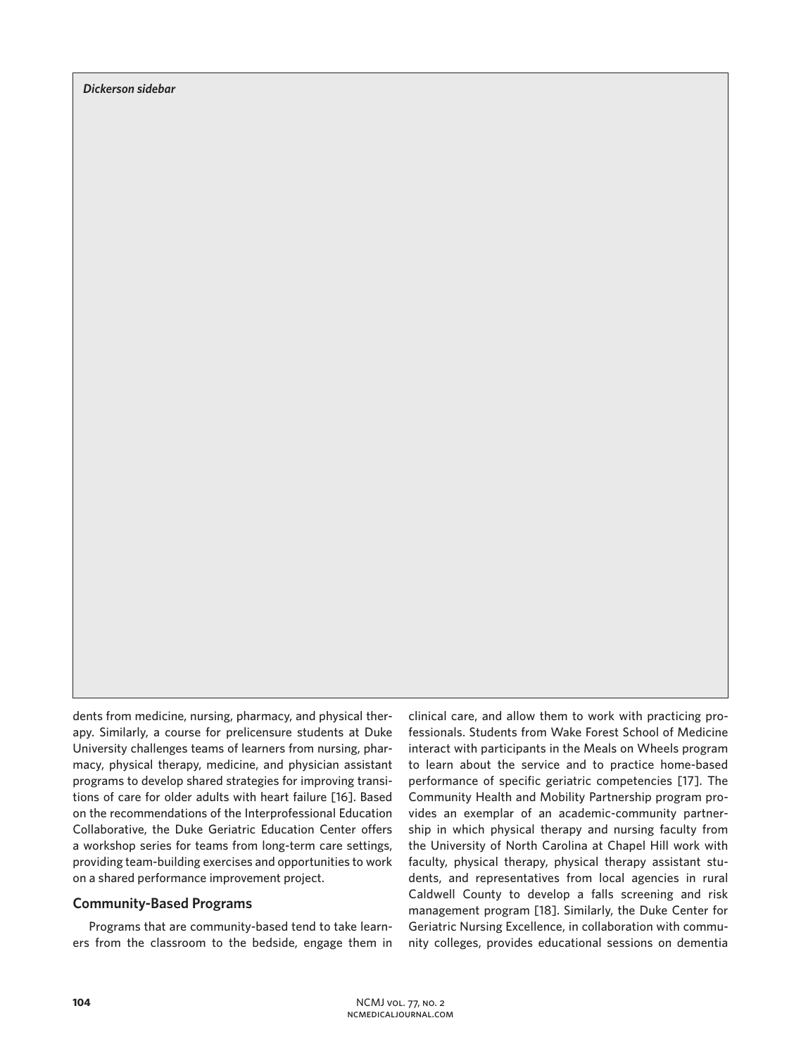*Dickerson sidebar*

dents from medicine, nursing, pharmacy, and physical therapy. Similarly, a course for prelicensure students at Duke University challenges teams of learners from nursing, pharmacy, physical therapy, medicine, and physician assistant programs to develop shared strategies for improving transitions of care for older adults with heart failure [16]. Based on the recommendations of the Interprofessional Education Collaborative, the Duke Geriatric Education Center offers a workshop series for teams from long-term care settings, providing team-building exercises and opportunities to work on a shared performance improvement project.

## Community-Based Programs

Programs that are community-based tend to take learners from the classroom to the bedside, engage them in clinical care, and allow them to work with practicing professionals. Students from Wake Forest School of Medicine interact with participants in the Meals on Wheels program to learn about the service and to practice home-based performance of specific geriatric competencies [17]. The Community Health and Mobility Partnership program provides an exemplar of an academic-community partnership in which physical therapy and nursing faculty from the University of North Carolina at Chapel Hill work with faculty, physical therapy, physical therapy assistant students, and representatives from local agencies in rural Caldwell County to develop a falls screening and risk management program [18]. Similarly, the Duke Center for Geriatric Nursing Excellence, in collaboration with community colleges, provides educational sessions on dementia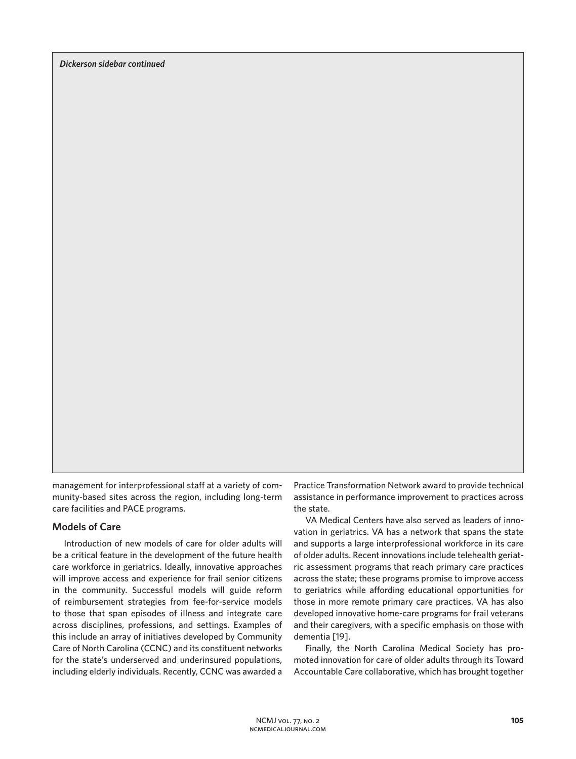*Dickerson sidebar continued*

management for interprofessional staff at a variety of community-based sites across the region, including long-term care facilities and PACE programs.

## Models of Care

Introduction of new models of care for older adults will be a critical feature in the development of the future health care workforce in geriatrics. Ideally, innovative approaches will improve access and experience for frail senior citizens in the community. Successful models will guide reform of reimbursement strategies from fee-for-service models to those that span episodes of illness and integrate care across disciplines, professions, and settings. Examples of this include an array of initiatives developed by Community Care of North Carolina (CCNC) and its constituent networks for the state's underserved and underinsured populations, including elderly individuals. Recently, CCNC was awarded a Practice Transformation Network award to provide technical assistance in performance improvement to practices across the state.

VA Medical Centers have also served as leaders of innovation in geriatrics. VA has a network that spans the state and supports a large interprofessional workforce in its care of older adults. Recent innovations include telehealth geriatric assessment programs that reach primary care practices across the state; these programs promise to improve access to geriatrics while affording educational opportunities for those in more remote primary care practices. VA has also developed innovative home-care programs for frail veterans and their caregivers, with a specific emphasis on those with dementia [19].

Finally, the North Carolina Medical Society has promoted innovation for care of older adults through its Toward Accountable Care collaborative, which has brought together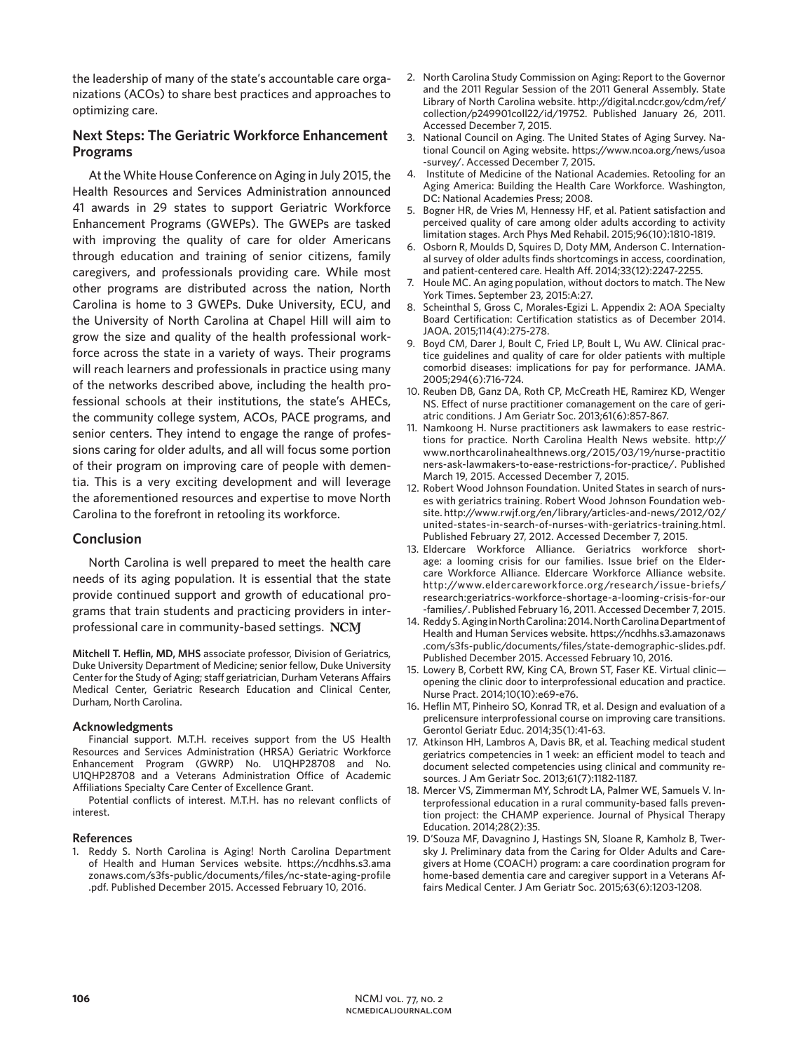the leadership of many of the state's accountable care organizations (ACOs) to share best practices and approaches to optimizing care.

## Next Steps: The Geriatric Workforce Enhancement Programs

At the White House Conference on Aging in July 2015, the Health Resources and Services Administration announced 41 awards in 29 states to support Geriatric Workforce Enhancement Programs (GWEPs). The GWEPs are tasked with improving the quality of care for older Americans through education and training of senior citizens, family caregivers, and professionals providing care. While most other programs are distributed across the nation, North Carolina is home to 3 GWEPs. Duke University, ECU, and the University of North Carolina at Chapel Hill will aim to grow the size and quality of the health professional workforce across the state in a variety of ways. Their programs will reach learners and professionals in practice using many of the networks described above, including the health professional schools at their institutions, the state's AHECs, the community college system, ACOs, PACE programs, and senior centers. They intend to engage the range of professions caring for older adults, and all will focus some portion of their program on improving care of people with dementia. This is a very exciting development and will leverage the aforementioned resources and expertise to move North Carolina to the forefront in retooling its workforce.

## Conclusion

North Carolina is well prepared to meet the health care needs of its aging population. It is essential that the state provide continued support and growth of educational programs that train students and practicing providers in interprofessional care in community-based settings. NCMJ

**Mitchell T. Heflin, MD, MHS** associate professor, Division of Geriatrics, Duke University Department of Medicine; senior fellow, Duke University Center for the Study of Aging; staff geriatrician, Durham Veterans Affairs Medical Center, Geriatric Research Education and Clinical Center, Durham, North Carolina.

### Acknowledgments

Financial support. M.T.H. receives support from the US Health Resources and Services Administration (HRSA) Geriatric Workforce Enhancement Program (GWRP) No. U1QHP28708 and No. U1QHP28708 and a Veterans Administration Office of Academic Affiliations Specialty Care Center of Excellence Grant.

Potential conflicts of interest. M.T.H. has no relevant conflicts of interest.

### References

1. Reddy S. North Carolina is Aging! North Carolina Department of Health and Human Services website. https://ncdhhs.s3.amazonaws.com/s3fs-public/documents/files/nc-state-aging-profile.pdf. Published December 2015. Accessed February 10, 2016.
2. North Carolina Study Commission on Aging: Report to the Governor and the 2011 Regular Session of the 2011 General Assembly. State Library of North Carolina website. http://digital.ncdcr.gov/cdm/ref/collection/p249901coll22/id/19752. Published January 26, 2011. Accessed December 7, 2015.
3. National Council on Aging. The United States of Aging Survey. National Council on Aging website. https://www.ncoa.org/news/usoa-survey/. Accessed December 7, 2015.
4. Institute of Medicine of the National Academies. Retooling for an Aging America: Building the Health Care Workforce. Washington, DC: National Academies Press; 2008.
5. Bogner HR, de Vries M, Hennessy HF, et al. Patient satisfaction and perceived quality of care among older adults according to activity limitation stages. Arch Phys Med Rehabil. 2015;96(10):1810-1819.
6. Osborn R, Moulds D, Squires D, Doty MM, Anderson C. International survey of older adults finds shortcomings in access, coordination, and patient-centered care. Health Aff. 2014;33(12):2247-2255.
7. Houle MC. An aging population, without doctors to match. The New York Times. September 23, 2015:A:27.
8. Scheinthal S, Gross C, Morales-Egizi L. Appendix 2: AOA Specialty Board Certification: Certification statistics as of December 2014. JAOA. 2015;114(4):275-278.
9. Boyd CM, Darer J, Boult C, Fried LP, Boult L, Wu AW. Clinical practice guidelines and quality of care for older patients with multiple comorbid diseases: implications for pay for performance. JAMA. 2005;294(6):716-724.
10. Reuben DB, Ganz DA, Roth CP, McCreath HE, Ramirez KD, Wenger NS. Effect of nurse practitioner comanagement on the care of geriatric conditions. J Am Geriatr Soc. 2013;61(6):857-867.
11. Namkoong H. Nurse practitioners ask lawmakers to ease restrictions for practice. North Carolina Health News website. http://www.northcarolinahealthnews.org/2015/03/19/nurse-practitioners-ask-lawmakers-to-ease-restrictions-for-practice/. Published March 19, 2015. Accessed December 7, 2015.
12. Robert Wood Johnson Foundation. United States in search of nurses with geriatrics training. Robert Wood Johnson Foundation website. http://www.rwjf.org/en/library/articles-and-news/2012/02/united-states-in-search-of-nurses-with-geriatrics-training.html. Published February 27, 2012. Accessed December 7, 2015.
13. Eldercare Workforce Alliance. Geriatrics workforce shortage: a looming crisis for our families. Issue brief on the Eldercare Workforce Alliance. Eldercare Workforce Alliance website. http://www.eldercareworkforce.org/research/issue-briefs/research:geriatrics-workforce-shortage-a-looming-crisis-for-our-families/. Published February 16, 2011. Accessed December 7, 2015.
14. Reddy S. Aging in North Carolina: 2014. North Carolina Department of Health and Human Services website. https://ncdhhs.s3.amazonaws.com/s3fs-public/documents/files/state-demographic-slides.pdf. Published December 2015. Accessed February 10, 2016.
15. Lowery B, Corbett RW, King CA, Brown ST, Faser KE. Virtual clinic—opening the clinic door to interprofessional education and practice. Nurse Pract. 2014;10(10):e69-e76.
16. Heflin MT, Pinheiro SO, Konrad TR, et al. Design and evaluation of a prelicensure interprofessional course on improving care transitions. Gerontol Geriatr Educ. 2014;35(1):41-63.
17. Atkinson HH, Lambros A, Davis BR, et al. Teaching medical student geriatrics competencies in 1 week: an efficient model to teach and document selected competencies using clinical and community resources. J Am Geriatr Soc. 2013;61(7):1182-1187.
18. Mercer VS, Zimmerman MY, Schrodt LA, Palmer WE, Samuels V. Interprofessional education in a rural community-based falls prevention project: the CHAMP experience. Journal of Physical Therapy Education. 2014;28(2):35.
19. D'Souza MF, Davagnino J, Hastings SN, Sloane R, Kamholz B, Twersky J. Preliminary data from the Caring for Older Adults and Caregivers at Home (COACH) program: a care coordination program for home-based dementia care and caregiver support in a Veterans Affairs Medical Center. J Am Geriatr Soc. 2015;63(6):1203-1208.